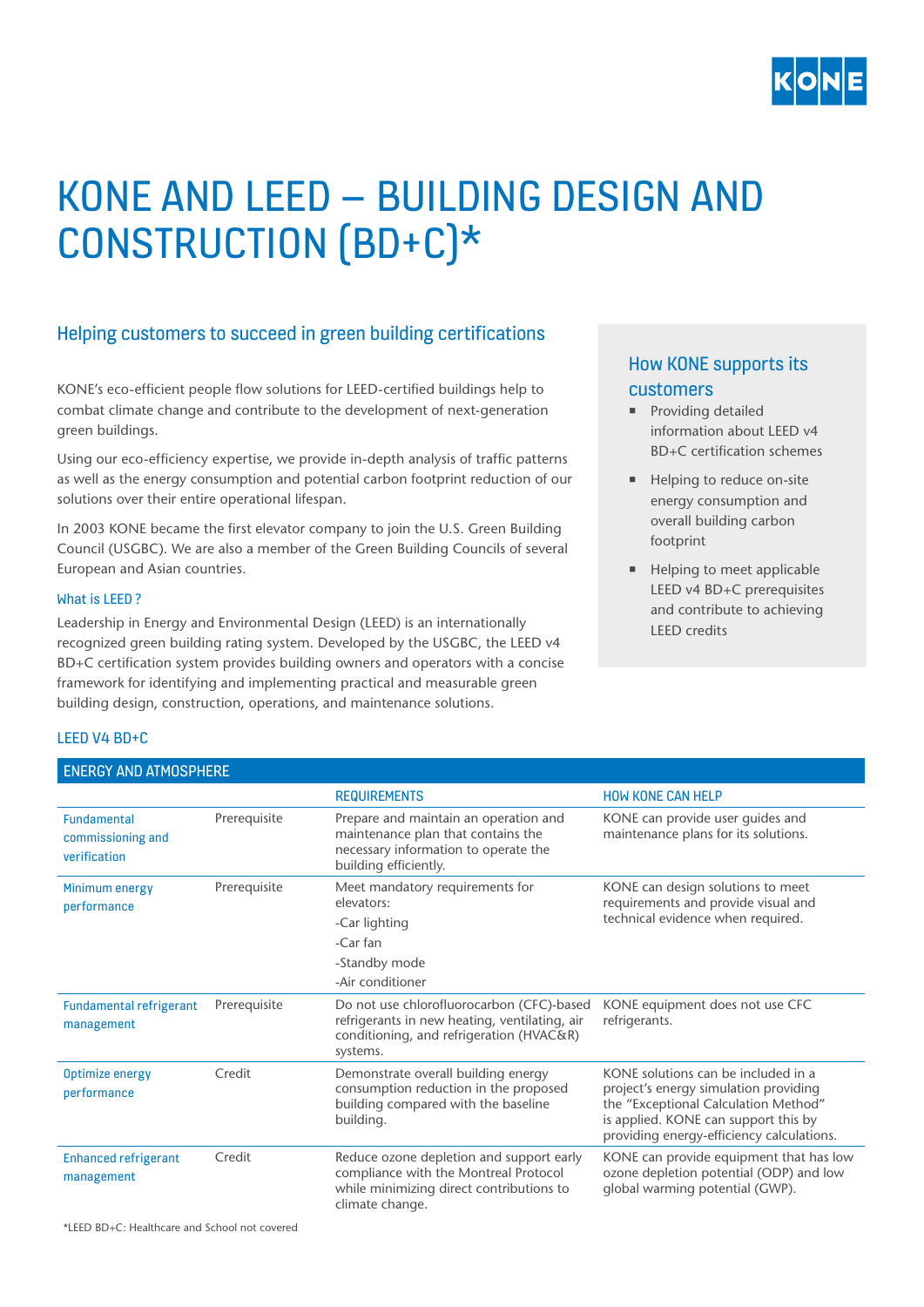# KONE AND LEED – BUILDING DESIGN AND CONSTRUCTION (BD+C)*

## Helping customers to succeed in green building certifications

KONE's eco-efficient people flow solutions for LEED-certified buildings help to combat climate change and contribute to the development of next-generation green buildings.

Using our eco-efficiency expertise, we provide in-depth analysis of traffic patterns as well as the energy consumption and potential carbon footprint reduction of our solutions over their entire operational lifespan.

In 2003 KONE became the first elevator company to join the U.S. Green Building Council (USGBC). We are also a member of the Green Building Councils of several European and Asian countries.

### What is LEED ?

Leadership in Energy and Environmental Design (LEED) is an internationally recognized green building rating system. Developed by the USGBC, the LEED v4 BD+C certification system provides building owners and operators with a concise framework for identifying and implementing practical and measurable green building design, construction, operations, and maintenance solutions.

### How KONE supports its customers

- Providing detailed information about LEED v4 BD+C certification schemes
- Helping to reduce on-site energy consumption and overall building carbon footprint
- Helping to meet applicable LEED v4 BD+C prerequisites and contribute to achieving LEED credits

### LEED V4 BD+C

| ENERGY AND ATMOSPHERE | | REQUIREMENTS | HOW KONE CAN HELP |
|---|---|---|---|
| Fundamental commissioning and verification | Prerequisite | Prepare and maintain an operation and maintenance plan that contains the necessary information to operate the building efficiently. | KONE can provide user guides and maintenance plans for its solutions. |
| Minimum energy performance | Prerequisite | Meet mandatory requirements for elevators:<br>-Car lighting<br>-Car fan<br>-Standby mode<br>-Air conditioner | KONE can design solutions to meet requirements and provide visual and technical evidence when required. |
| Fundamental refrigerant management | Prerequisite | Do not use chlorofluorocarbon (CFC)-based refrigerants in new heating, ventilating, air conditioning, and refrigeration (HVAC&R) systems. | KONE equipment does not use CFC refrigerants. |
| Optimize energy performance | Credit | Demonstrate overall building energy consumption reduction in the proposed building compared with the baseline building. | KONE solutions can be included in a project's energy simulation providing the "Exceptional Calculation Method" is applied. KONE can support this by providing energy-efficiency calculations. |
| Enhanced refrigerant management | Credit | Reduce ozone depletion and support early compliance with the Montreal Protocol while minimizing direct contributions to climate change. | KONE can provide equipment that has low ozone depletion potential (ODP) and low global warming potential (GWP). |

*LEED BD+C: Healthcare and School not covered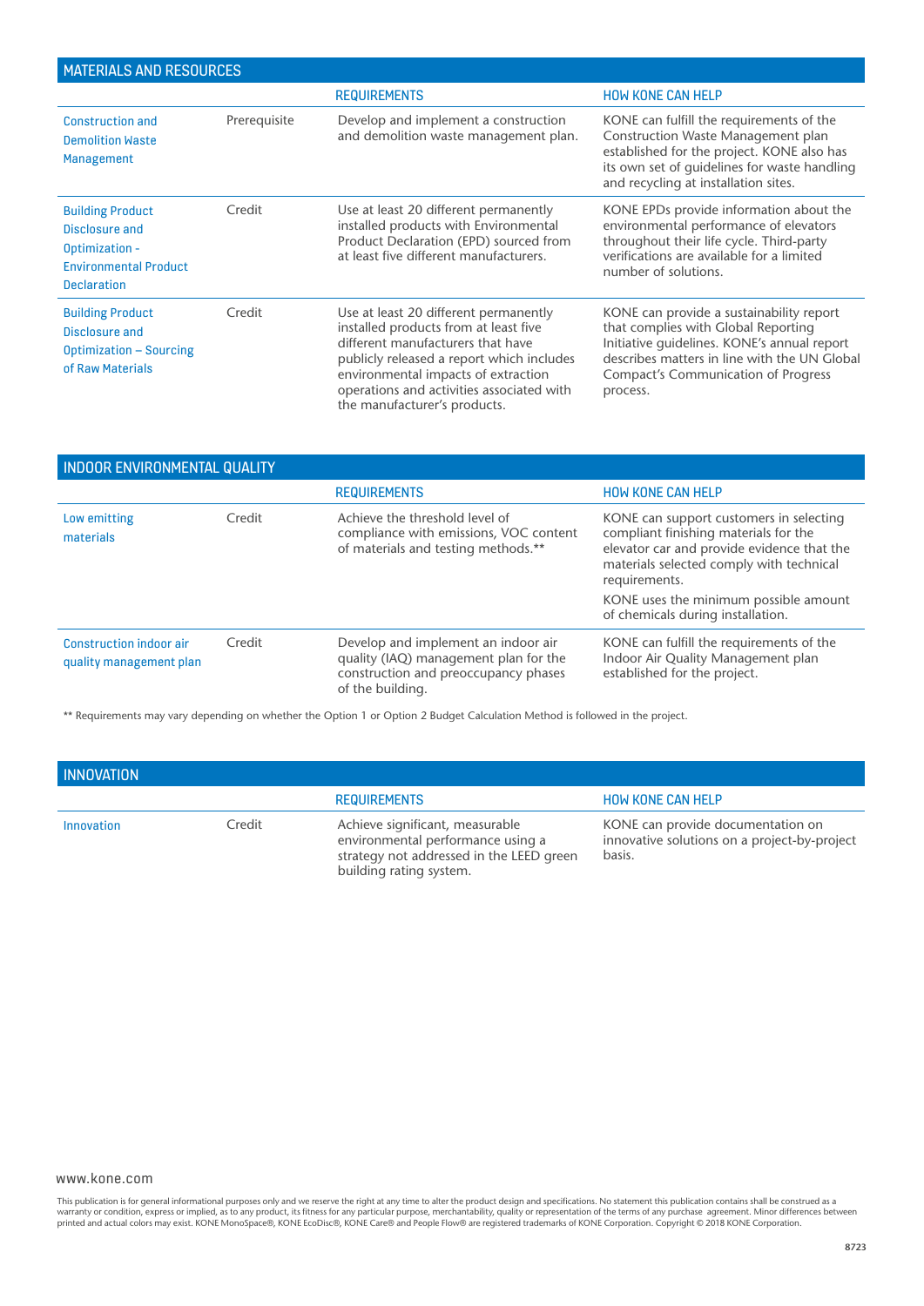## MATERIALS AND RESOURCES

| | | REQUIREMENTS | HOW KONE CAN HELP |
|---|---|---|---|
| Construction and Demolition Waste Management | Prerequisite | Develop and implement a construction and demolition waste management plan. | KONE can fulfill the requirements of the Construction Waste Management plan established for the project. KONE also has its own set of guidelines for waste handling and recycling at installation sites. |
| Building Product Disclosure and Optimization - Environmental Product Declaration | Credit | Use at least 20 different permanently installed products with Environmental Product Declaration (EPD) sourced from at least five different manufacturers. | KONE EPDs provide information about the environmental performance of elevators throughout their life cycle. Third-party verifications are available for a limited number of solutions. |
| Building Product Disclosure and Optimization – Sourcing of Raw Materials | Credit | Use at least 20 different permanently installed products from at least five different manufacturers that have publicly released a report which includes environmental impacts of extraction operations and activities associated with the manufacturer's products. | KONE can provide a sustainability report that complies with Global Reporting Initiative guidelines. KONE's annual report describes matters in line with the UN Global Compact's Communication of Progress process. |

## INDOOR ENVIRONMENTAL QUALITY

| | | REQUIREMENTS | HOW KONE CAN HELP |
|---|---|---|---|
| Low emitting materials | Credit | Achieve the threshold level of compliance with emissions, VOC content of materials and testing methods.** | KONE can support customers in selecting compliant finishing materials for the elevator car and provide evidence that the materials selected comply with technical requirements.<br><br>KONE uses the minimum possible amount of chemicals during installation. |
| Construction indoor air quality management plan | Credit | Develop and implement an indoor air quality (IAQ) management plan for the construction and preoccupancy phases of the building. | KONE can fulfill the requirements of the Indoor Air Quality Management plan established for the project. |

** Requirements may vary depending on whether the Option 1 or Option 2 Budget Calculation Method is followed in the project.

## INNOVATION

| | | REQUIREMENTS | HOW KONE CAN HELP |
|---|---|---|---|
| Innovation | Credit | Achieve significant, measurable environmental performance using a strategy not addressed in the LEED green building rating system. | KONE can provide documentation on innovative solutions on a project-by-project basis. |

www.kone.com

This publication is for general informational purposes only and we reserve the right at any time to alter the product design and specifications. No statement this publication contains shall be construed as a warranty or condition, express or implied, as to any product, its fitness for any particular purpose, merchantability, quality or representation of the terms of any purchase agreement. Minor differences between printed and actual colors may exist. KONE MonoSpace®, KONE EcoDisc®, KONE Care® and People Flow® are registered trademarks of KONE Corporation. Copyright © 2018 KONE Corporation.

8723